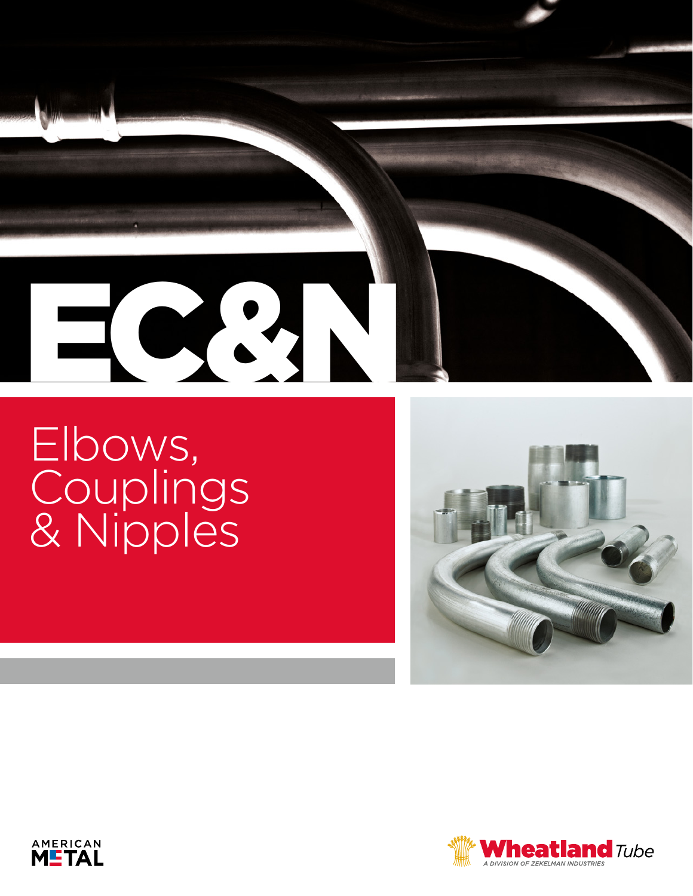# EC&N

## Elbows, Couplings & Nipples

AMERICAN METAL

Wheatland Tube

A DIVISION OF ZEKELMAN INDUSTRIES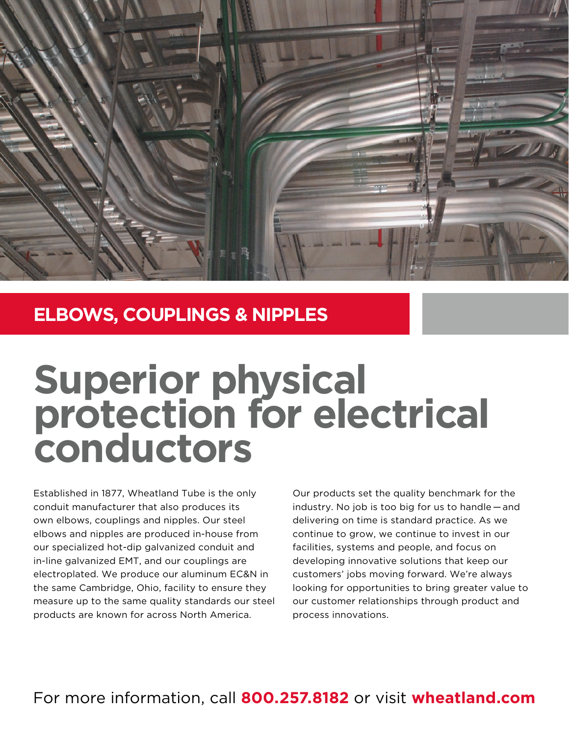## ELBOWS, COUPLINGS & NIPPLES

# Superior physical protection for electrical conductors

Established in 1877, Wheatland Tube is the only conduit manufacturer that also produces its own elbows, couplings and nipples. Our steel elbows and nipples are produced in-house from our specialized hot-dip galvanized conduit and in-line galvanized EMT, and our couplings are electroplated. We produce our aluminum EC&N in the same Cambridge, Ohio, facility to ensure they measure up to the same quality standards our steel products are known for across North America.

Our products set the quality benchmark for the industry. No job is too big for us to handle — and delivering on time is standard practice. As we continue to grow, we continue to invest in our facilities, systems and people, and focus on developing innovative solutions that keep our customers' jobs moving forward. We're always looking for opportunities to bring greater value to our customer relationships through product and process innovations.

For more information, call **800.257.8182** or visit **wheatland.com**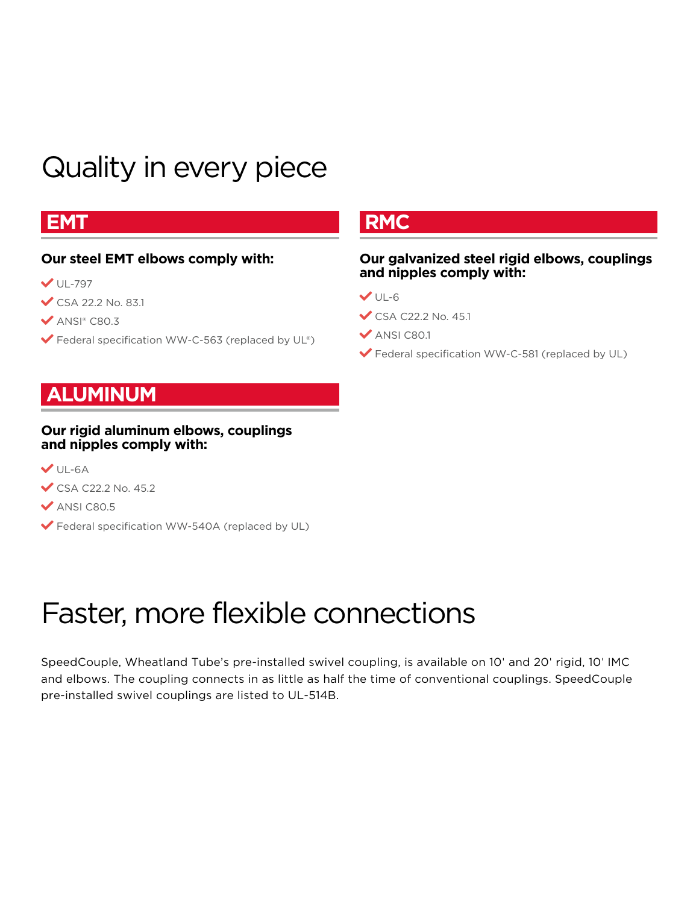# Quality in every piece

## EMT

### Our steel EMT elbows comply with:

- UL-797
- CSA 22.2 No. 83.1
- ANSI® C80.3
- Federal specification WW-C-563 (replaced by UL®)

## RMC

### Our galvanized steel rigid elbows, couplings and nipples comply with:

- UL-6
- CSA C22.2 No. 45.1
- ANSI C80.1
- Federal specification WW-C-581 (replaced by UL)

## ALUMINUM

### Our rigid aluminum elbows, couplings and nipples comply with:

- UL-6A
- CSA C22.2 No. 45.2
- ANSI C80.5
- Federal specification WW-540A (replaced by UL)

# Faster, more flexible connections

SpeedCouple, Wheatland Tube's pre-installed swivel coupling, is available on 10' and 20' rigid, 10' IMC and elbows. The coupling connects in as little as half the time of conventional couplings. SpeedCouple pre-installed swivel couplings are listed to UL-514B.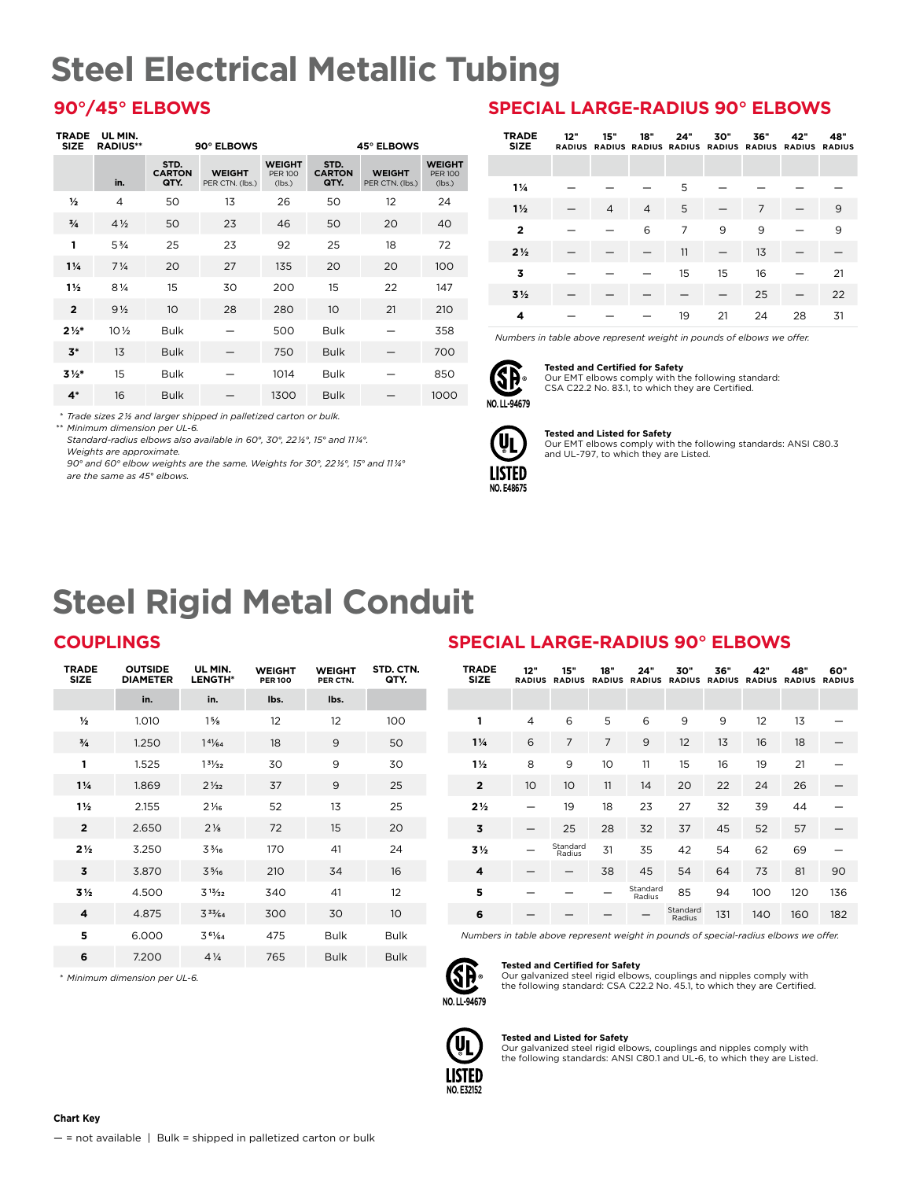# Steel Electrical Metallic Tubing

## 90°/45° ELBOWS

| TRADE SIZE | UL MIN. RADIUS** | 90° ELBOWS | | | 45° ELBOWS | | |
|---|---|---|---|---|---|---|---|
| | in. | STD. CARTON QTY. | WEIGHT PER CTN. (lbs.) | WEIGHT PER 100 (lbs.) | STD. CARTON QTY. | WEIGHT PER CTN. (lbs.) | WEIGHT PER 100 (lbs.) |
| ½ | 4 | 50 | 13 | 26 | 50 | 12 | 24 |
| ¾ | 4½ | 50 | 23 | 46 | 50 | 20 | 40 |
| 1 | 5¾ | 25 | 23 | 92 | 25 | 18 | 72 |
| 1¼ | 7¼ | 20 | 27 | 135 | 20 | 20 | 100 |
| 1½ | 8¼ | 15 | 30 | 200 | 15 | 22 | 147 |
| 2 | 9½ | 10 | 28 | 280 | 10 | 21 | 210 |
| 2½* | 10½ | Bulk | — | 500 | Bulk | — | 358 |
| 3* | 13 | Bulk | — | 750 | Bulk | — | 700 |
| 3½* | 15 | Bulk | — | 1014 | Bulk | — | 850 |
| 4* | 16 | Bulk | — | 1300 | Bulk | — | 1000 |

*\* Trade sizes 2½ and larger shipped in palletized carton or bulk.*
*\*\* Minimum dimension per UL-6.*
*Standard-radius elbows also available in 60°, 30°, 22½°, 15° and 11¼°.*
*Weights are approximate.*
*90° and 60° elbow weights are the same. Weights for 30°, 22½°, 15° and 11¼° are the same as 45° elbows.*

## SPECIAL LARGE-RADIUS 90° ELBOWS

| TRADE SIZE | 12" RADIUS | 15" RADIUS | 18" RADIUS | 24" RADIUS | 30" RADIUS | 36" RADIUS | 42" RADIUS | 48" RADIUS |
|---|---|---|---|---|---|---|---|---|
| 1¼ | — | — | — | 5 | — | — | — | — |
| 1½ | — | 4 | 4 | 5 | — | 7 | — | 9 |
| 2 | — | — | 6 | 7 | 9 | 9 | — | 9 |
| 2½ | — | — | — | 11 | — | 13 | — | — |
| 3 | — | — | — | 15 | 15 | 16 | — | 21 |
| 3½ | — | — | — | — | — | 25 | — | 22 |
| 4 | — | — | — | 19 | 21 | 24 | 28 | 31 |

*Numbers in table above represent weight in pounds of elbows we offer.*

NO. LL-94679

**Tested and Certified for Safety**
Our EMT elbows comply with the following standard: CSA C22.2 No. 83.1, to which they are Certified.

LISTED NO. E48675

**Tested and Listed for Safety**
Our EMT elbows comply with the following standards: ANSI C80.3 and UL-797, to which they are Listed.

# Steel Rigid Metal Conduit

## COUPLINGS

| TRADE SIZE | OUTSIDE DIAMETER | UL MIN. LENGTH* | WEIGHT PER 100 | WEIGHT PER CTN. | STD. CTN. QTY. |
|---|---|---|---|---|---|
| | in. | in. | lbs. | lbs. | |
| ½ | 1.010 | 1⅝ | 12 | 12 | 100 |
| ¾ | 1.250 | 1⁴¹⁄₆₄ | 18 | 9 | 50 |
| 1 | 1.525 | 1³¹⁄₃₂ | 30 | 9 | 30 |
| 1¼ | 1.869 | 2¹⁄₃₂ | 37 | 9 | 25 |
| 1½ | 2.155 | 2¹⁄₁₆ | 52 | 13 | 25 |
| 2 | 2.650 | 2⅛ | 72 | 15 | 20 |
| 2½ | 3.250 | 3³⁄₁₆ | 170 | 41 | 24 |
| 3 | 3.870 | 3⁵⁄₁₆ | 210 | 34 | 16 |
| 3½ | 4.500 | 3¹³⁄₃₂ | 340 | 41 | 12 |
| 4 | 4.875 | 3³³⁄₆₄ | 300 | 30 | 10 |
| 5 | 6.000 | 3⁶¹⁄₆₄ | 475 | Bulk | Bulk |
| 6 | 7.200 | 4¼ | 765 | Bulk | Bulk |

*\* Minimum dimension per UL-6.*

## SPECIAL LARGE-RADIUS 90° ELBOWS

| TRADE SIZE | 12" RADIUS | 15" RADIUS | 18" RADIUS | 24" RADIUS | 30" RADIUS | 36" RADIUS | 42" RADIUS | 48" RADIUS | 60" RADIUS |
|---|---|---|---|---|---|---|---|---|---|
| 1 | 4 | 6 | 5 | 6 | 9 | 9 | 12 | 13 | — |
| 1¼ | 6 | 7 | 7 | 9 | 12 | 13 | 16 | 18 | — |
| 1½ | 8 | 9 | 10 | 11 | 15 | 16 | 19 | 21 | — |
| 2 | 10 | 10 | 11 | 14 | 20 | 22 | 24 | 26 | — |
| 2½ | — | 19 | 18 | 23 | 27 | 32 | 39 | 44 | — |
| 3 | — | 25 | 28 | 32 | 37 | 45 | 52 | 57 | — |
| 3½ | — | Standard Radius | 31 | 35 | 42 | 54 | 62 | 69 | — |
| 4 | — | — | 38 | 45 | 54 | 64 | 73 | 81 | 90 |
| 5 | — | — | — | Standard Radius | 85 | 94 | 100 | 120 | 136 |
| 6 | — | — | — | — | Standard Radius | 131 | 140 | 160 | 182 |

*Numbers in table above represent weight in pounds of special-radius elbows we offer.*

NO. LL-94679

**Tested and Certified for Safety**
Our galvanized steel rigid elbows, couplings and nipples comply with the following standard: CSA C22.2 No. 45.1, to which they are Certified.

LISTED NO. E32152

**Tested and Listed for Safety**
Our galvanized steel rigid elbows, couplings and nipples comply with the following standards: ANSI C80.1 and UL-6, to which they are Listed.

**Chart Key**

— = not available | Bulk = shipped in palletized carton or bulk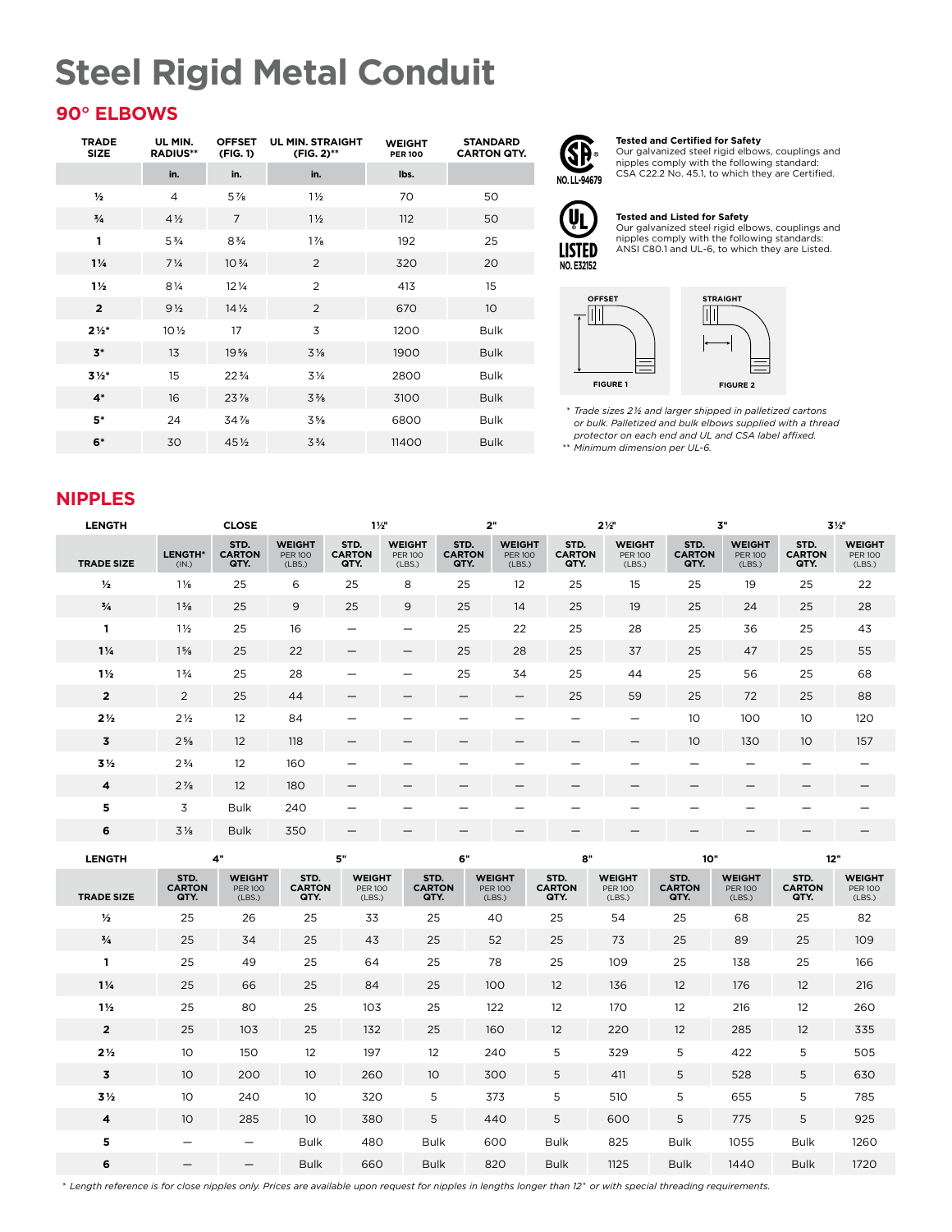# Steel Rigid Metal Conduit

## 90° ELBOWS

| TRADE SIZE | UL MIN. RADIUS** | OFFSET (FIG. 1) | UL MIN. STRAIGHT (FIG. 2)** | WEIGHT PER 100 | STANDARD CARTON QTY. |
|---|---|---|---|---|---|
| | in. | in. | in. | lbs. | |
| ½ | 4 | 5⅞ | 1½ | 70 | 50 |
| ¾ | 4½ | 7 | 1½ | 112 | 50 |
| 1 | 5¾ | 8¾ | 1⅞ | 192 | 25 |
| 1¼ | 7¼ | 10¾ | 2 | 320 | 20 |
| 1½ | 8¼ | 12¼ | 2 | 413 | 15 |
| 2 | 9½ | 14½ | 2 | 670 | 10 |
| 2½* | 10½ | 17 | 3 | 1200 | Bulk |
| 3* | 13 | 19⅝ | 3⅛ | 1900 | Bulk |
| 3½* | 15 | 22¾ | 3¼ | 2800 | Bulk |
| 4* | 16 | 23⅞ | 3⅜ | 3100 | Bulk |
| 5* | 24 | 34⅞ | 3⅝ | 6800 | Bulk |
| 6* | 30 | 45½ | 3¾ | 11400 | Bulk |

**Tested and Certified for Safety**
Our galvanized steel rigid elbows, couplings and nipples comply with the following standard: CSA C22.2 No. 45.1, to which they are Certified.

NO. LL-94679

**Tested and Listed for Safety**
Our galvanized steel rigid elbows, couplings and nipples comply with the following standards: ANSI C80.1 and UL-6, to which they are Listed.

LISTED NO. E32152

OFFSET — FIGURE 1

STRAIGHT — FIGURE 2

*\* Trade sizes 2½ and larger shipped in palletized cartons or bulk. Palletized and bulk elbows supplied with a thread protector on each end and UL and CSA label affixed.*
*\*\* Minimum dimension per UL-6.*

## NIPPLES

| LENGTH | CLOSE | | | 1½" | | 2" | | 2½" | | 3" | | 3½" | |
|---|---|---|---|---|---|---|---|---|---|---|---|---|---|
| TRADE SIZE | LENGTH* (IN.) | STD. CARTON QTY. | WEIGHT PER 100 (LBS.) | STD. CARTON QTY. | WEIGHT PER 100 (LBS.) | STD. CARTON QTY. | WEIGHT PER 100 (LBS.) | STD. CARTON QTY. | WEIGHT PER 100 (LBS.) | STD. CARTON QTY. | WEIGHT PER 100 (LBS.) | STD. CARTON QTY. | WEIGHT PER 100 (LBS.) |
| ½ | 1⅛ | 25 | 6 | 25 | 8 | 25 | 12 | 25 | 15 | 25 | 19 | 25 | 22 |
| ¾ | 1⅜ | 25 | 9 | 25 | 9 | 25 | 14 | 25 | 19 | 25 | 24 | 25 | 28 |
| 1 | 1½ | 25 | 16 | — | — | 25 | 22 | 25 | 28 | 25 | 36 | 25 | 43 |
| 1¼ | 1⅝ | 25 | 22 | — | — | 25 | 28 | 25 | 37 | 25 | 47 | 25 | 55 |
| 1½ | 1¾ | 25 | 28 | — | — | 25 | 34 | 25 | 44 | 25 | 56 | 25 | 68 |
| 2 | 2 | 25 | 44 | — | — | — | — | 25 | 59 | 25 | 72 | 25 | 88 |
| 2½ | 2½ | 12 | 84 | — | — | — | — | — | — | 10 | 100 | 10 | 120 |
| 3 | 2⅝ | 12 | 118 | — | — | — | — | — | — | 10 | 130 | 10 | 157 |
| 3½ | 2¾ | 12 | 160 | — | — | — | — | — | — | — | — | — | — |
| 4 | 2⅞ | 12 | 180 | — | — | — | — | — | — | — | — | — | — |
| 5 | 3 | Bulk | 240 | — | — | — | — | — | — | — | — | — | — |
| 6 | 3⅛ | Bulk | 350 | — | — | — | — | — | — | — | — | — | — |

| LENGTH | 4" | | 5" | | 6" | | 8" | | 10" | | 12" | |
|---|---|---|---|---|---|---|---|---|---|---|---|---|
| TRADE SIZE | STD. CARTON QTY. | WEIGHT PER 100 (LBS.) | STD. CARTON QTY. | WEIGHT PER 100 (LBS.) | STD. CARTON QTY. | WEIGHT PER 100 (LBS.) | STD. CARTON QTY. | WEIGHT PER 100 (LBS.) | STD. CARTON QTY. | WEIGHT PER 100 (LBS.) | STD. CARTON QTY. | WEIGHT PER 100 (LBS.) |
| ½ | 25 | 26 | 25 | 33 | 25 | 40 | 25 | 54 | 25 | 68 | 25 | 82 |
| ¾ | 25 | 34 | 25 | 43 | 25 | 52 | 25 | 73 | 25 | 89 | 25 | 109 |
| 1 | 25 | 49 | 25 | 64 | 25 | 78 | 25 | 109 | 25 | 138 | 25 | 166 |
| 1¼ | 25 | 66 | 25 | 84 | 25 | 100 | 12 | 136 | 12 | 176 | 12 | 216 |
| 1½ | 25 | 80 | 25 | 103 | 25 | 122 | 12 | 170 | 12 | 216 | 12 | 260 |
| 2 | 25 | 103 | 25 | 132 | 25 | 160 | 12 | 220 | 12 | 285 | 12 | 335 |
| 2½ | 10 | 150 | 12 | 197 | 12 | 240 | 5 | 329 | 5 | 422 | 5 | 505 |
| 3 | 10 | 200 | 10 | 260 | 10 | 300 | 5 | 411 | 5 | 528 | 5 | 630 |
| 3½ | 10 | 240 | 10 | 320 | 5 | 373 | 5 | 510 | 5 | 655 | 5 | 785 |
| 4 | 10 | 285 | 10 | 380 | 5 | 440 | 5 | 600 | 5 | 775 | 5 | 925 |
| 5 | — | — | Bulk | 480 | Bulk | 600 | Bulk | 825 | Bulk | 1055 | Bulk | 1260 |
| 6 | — | — | Bulk | 660 | Bulk | 820 | Bulk | 1125 | Bulk | 1440 | Bulk | 1720 |

*\* Length reference is for close nipples only. Prices are available upon request for nipples in lengths longer than 12" or with special threading requirements.*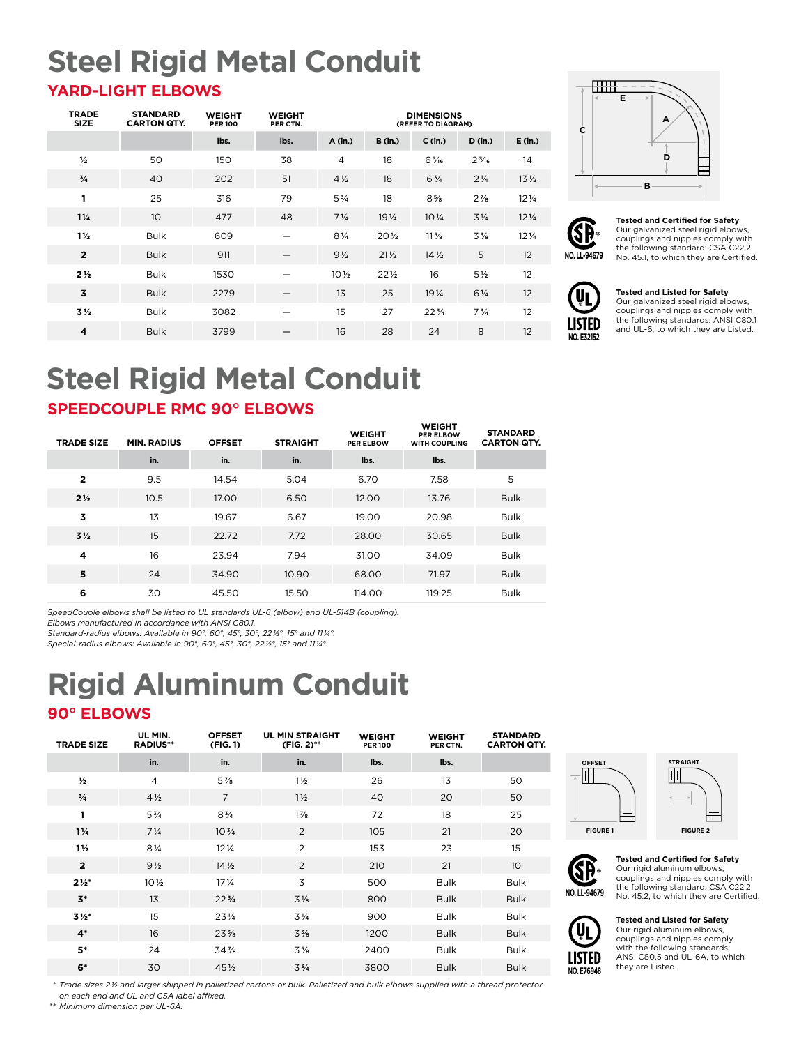# Steel Rigid Metal Conduit

## YARD-LIGHT ELBOWS

| TRADE SIZE | STANDARD CARTON QTY. | WEIGHT PER 100 | WEIGHT PER CTN. | DIMENSIONS (REFER TO DIAGRAM) | | | | |
|---|---|---|---|---|---|---|---|---|
| | | lbs. | lbs. | A (in.) | B (in.) | C (in.) | D (in.) | E (in.) |
| ½ | 50 | 150 | 38 | 4 | 18 | 6 3⁄16 | 2 3⁄16 | 14 |
| ¾ | 40 | 202 | 51 | 4 ½ | 18 | 6 ¾ | 2 ¼ | 13 ½ |
| 1 | 25 | 316 | 79 | 5 ¾ | 18 | 8 ⅝ | 2 ⅞ | 12 ¼ |
| 1¼ | 10 | 477 | 48 | 7 ¼ | 19 ¼ | 10 ¼ | 3 ¼ | 12 ¼ |
| 1½ | Bulk | 609 | — | 8 ¼ | 20 ½ | 11 ⅝ | 3 ⅜ | 12 ¼ |
| 2 | Bulk | 911 | — | 9 ½ | 21 ½ | 14 ½ | 5 | 12 |
| 2½ | Bulk | 1530 | — | 10 ½ | 22 ½ | 16 | 5 ½ | 12 |
| 3 | Bulk | 2279 | — | 13 | 25 | 19 ¼ | 6 ¼ | 12 |
| 3½ | Bulk | 3082 | — | 15 | 27 | 22 ¾ | 7 ¾ | 12 |
| 4 | Bulk | 3799 | — | 16 | 28 | 24 | 8 | 12 |

NO. LL-94679

**Tested and Certified for Safety**
Our galvanized steel rigid elbows, couplings and nipples comply with the following standard: CSA C22.2 No. 45.1, to which they are Certified.

LISTED NO. E32152

**Tested and Listed for Safety**
Our galvanized steel rigid elbows, couplings and nipples comply with the following standards: ANSI C80.1 and UL-6, to which they are Listed.

# Steel Rigid Metal Conduit

## SPEEDCOUPLE RMC 90° ELBOWS

| TRADE SIZE | MIN. RADIUS | OFFSET | STRAIGHT | WEIGHT PER ELBOW | WEIGHT PER ELBOW WITH COUPLING | STANDARD CARTON QTY. |
|---|---|---|---|---|---|---|
| | in. | in. | in. | lbs. | lbs. | |
| 2 | 9.5 | 14.54 | 5.04 | 6.70 | 7.58 | 5 |
| 2½ | 10.5 | 17.00 | 6.50 | 12.00 | 13.76 | Bulk |
| 3 | 13 | 19.67 | 6.67 | 19.00 | 20.98 | Bulk |
| 3½ | 15 | 22.72 | 7.72 | 28.00 | 30.65 | Bulk |
| 4 | 16 | 23.94 | 7.94 | 31.00 | 34.09 | Bulk |
| 5 | 24 | 34.90 | 10.90 | 68.00 | 71.97 | Bulk |
| 6 | 30 | 45.50 | 15.50 | 114.00 | 119.25 | Bulk |

*SpeedCouple elbows shall be listed to UL standards UL-6 (elbow) and UL-514B (coupling).*
*Elbows manufactured in accordance with ANSI C80.1.*
*Standard-radius elbows: Available in 90°, 60°, 45°, 30°, 22½°, 15° and 11¼°.*
*Special-radius elbows: Available in 90°, 60°, 45°, 30°, 22½°, 15° and 11¼°.*

# Rigid Aluminum Conduit

## 90° ELBOWS

| TRADE SIZE | UL MIN. RADIUS** | OFFSET (FIG. 1) | UL MIN STRAIGHT (FIG. 2)** | WEIGHT PER 100 | WEIGHT PER CTN. | STANDARD CARTON QTY. |
|---|---|---|---|---|---|---|
| | in. | in. | in. | lbs. | lbs. | |
| ½ | 4 | 5 ⅞ | 1 ½ | 26 | 13 | 50 |
| ¾ | 4 ½ | 7 | 1 ½ | 40 | 20 | 50 |
| 1 | 5 ¾ | 8 ¾ | 1 ⅞ | 72 | 18 | 25 |
| 1¼ | 7 ¼ | 10 ¾ | 2 | 105 | 21 | 20 |
| 1½ | 8 ¼ | 12 ¼ | 2 | 153 | 23 | 15 |
| 2 | 9 ½ | 14 ½ | 2 | 210 | 21 | 10 |
| 2½* | 10 ½ | 17 ¼ | 3 | 500 | Bulk | Bulk |
| 3* | 13 | 22 ¾ | 3 ⅛ | 800 | Bulk | Bulk |
| 3½* | 15 | 23 ¼ | 3 ¼ | 900 | Bulk | Bulk |
| 4* | 16 | 23 ⅜ | 3 ⅜ | 1200 | Bulk | Bulk |
| 5* | 24 | 34 ⅞ | 3 ⅝ | 2400 | Bulk | Bulk |
| 6* | 30 | 45 ½ | 3 ¾ | 3800 | Bulk | Bulk |

*\* Trade sizes 2½ and larger shipped in palletized cartons or bulk. Palletized and bulk elbows supplied with a thread protector on each end and UL and CSA label affixed.*
*\*\* Minimum dimension per UL-6A.*

FIGURE 1 — OFFSET

FIGURE 2 — STRAIGHT

NO. LL-94679

**Tested and Certified for Safety**
Our rigid aluminum elbows, couplings and nipples comply with the following standard: CSA C22.2 No. 45.2, to which they are Certified.

LISTED NO. E76948

**Tested and Listed for Safety**
Our rigid aluminum elbows, couplings and nipples comply with the following standards: ANSI C80.5 and UL-6A, to which they are Listed.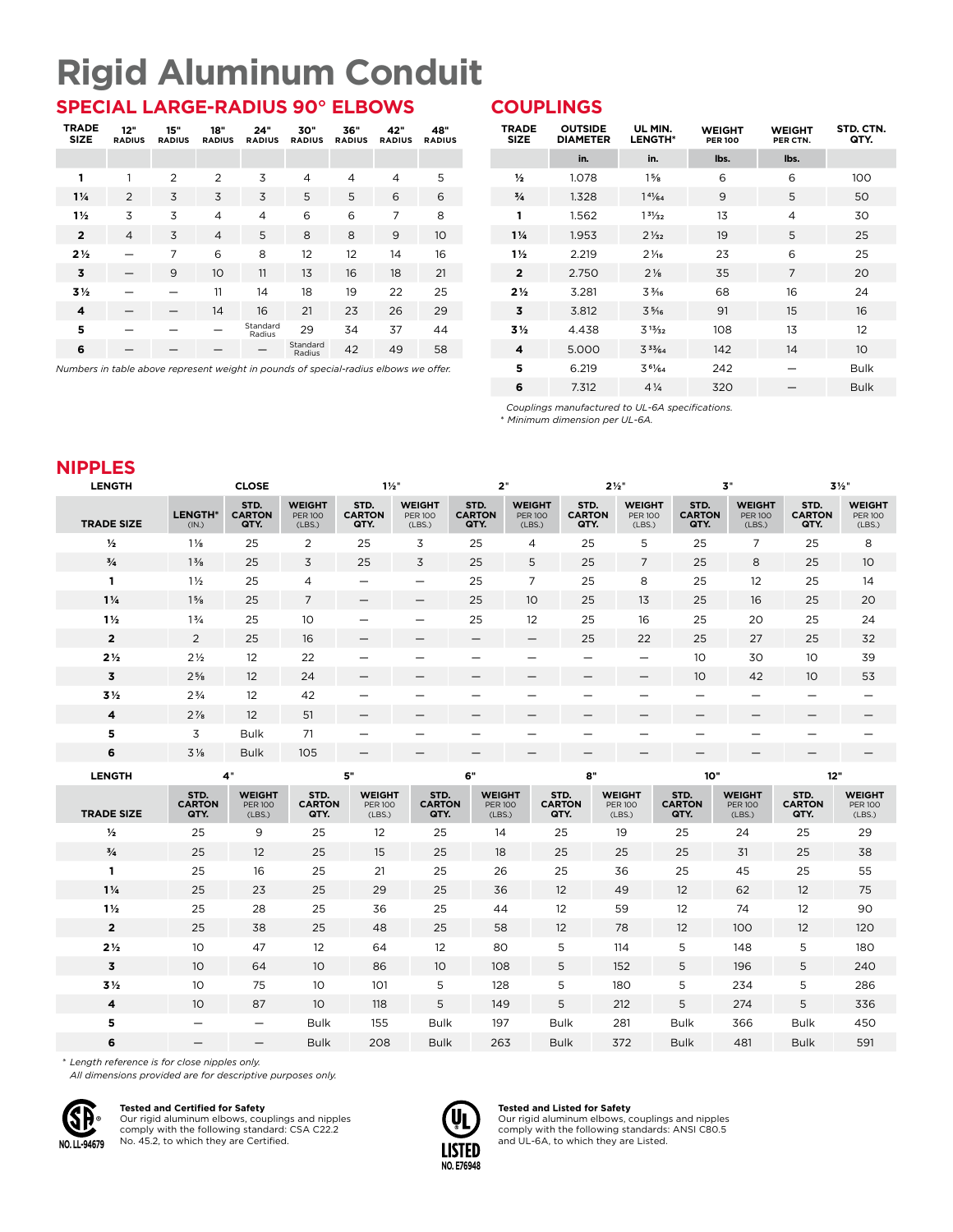# Rigid Aluminum Conduit

## SPECIAL LARGE-RADIUS 90° ELBOWS

| TRADE SIZE | 12" RADIUS | 15" RADIUS | 18" RADIUS | 24" RADIUS | 30" RADIUS | 36" RADIUS | 42" RADIUS | 48" RADIUS |
|---|---|---|---|---|---|---|---|---|
| 1 | 1 | 2 | 2 | 3 | 4 | 4 | 4 | 5 |
| 1¼ | 2 | 3 | 3 | 3 | 5 | 5 | 6 | 6 |
| 1½ | 3 | 3 | 4 | 4 | 6 | 6 | 7 | 8 |
| 2 | 4 | 3 | 4 | 5 | 8 | 8 | 9 | 10 |
| 2½ | — | 7 | 6 | 8 | 12 | 12 | 14 | 16 |
| 3 | — | 9 | 10 | 11 | 13 | 16 | 18 | 21 |
| 3½ | — | — | 11 | 14 | 18 | 19 | 22 | 25 |
| 4 | — | — | 14 | 16 | 21 | 23 | 26 | 29 |
| 5 | — | — | — | Standard Radius | 29 | 34 | 37 | 44 |
| 6 | — | — | — | — | Standard Radius | 42 | 49 | 58 |

*Numbers in table above represent weight in pounds of special-radius elbows we offer.*

## COUPLINGS

| TRADE SIZE | OUTSIDE DIAMETER | UL MIN. LENGTH* | WEIGHT PER 100 | WEIGHT PER CTN. | STD. CTN. QTY. |
|---|---|---|---|---|---|
| | in. | in. | lbs. | lbs. | |
| ½ | 1.078 | 1⅝ | 6 | 6 | 100 |
| ¾ | 1.328 | 1⁴¹⁄₆₄ | 9 | 5 | 50 |
| 1 | 1.562 | 1³¹⁄₃₂ | 13 | 4 | 30 |
| 1¼ | 1.953 | 2¹⁄₃₂ | 19 | 5 | 25 |
| 1½ | 2.219 | 2¹⁄₁₆ | 23 | 6 | 25 |
| 2 | 2.750 | 2⅛ | 35 | 7 | 20 |
| 2½ | 3.281 | 3³⁄₁₆ | 68 | 16 | 24 |
| 3 | 3.812 | 3⁵⁄₁₆ | 91 | 15 | 16 |
| 3½ | 4.438 | 3¹³⁄₃₂ | 108 | 13 | 12 |
| 4 | 5.000 | 3³³⁄₆₄ | 142 | 14 | 10 |
| 5 | 6.219 | 3⁶¹⁄₆₄ | 242 | — | Bulk |
| 6 | 7.312 | 4¼ | 320 | — | Bulk |

*Couplings manufactured to UL-6A specifications.*
*\* Minimum dimension per UL-6A.*

## NIPPLES

| LENGTH | CLOSE | | | 1½" | | 2" | | 2½" | | 3" | | 3½" | |
|---|---|---|---|---|---|---|---|---|---|---|---|---|---|
| TRADE SIZE | LENGTH* (IN.) | STD. CARTON QTY. | WEIGHT PER 100 (LBS.) | STD. CARTON QTY. | WEIGHT PER 100 (LBS.) | STD. CARTON QTY. | WEIGHT PER 100 (LBS.) | STD. CARTON QTY. | WEIGHT PER 100 (LBS.) | STD. CARTON QTY. | WEIGHT PER 100 (LBS.) | STD. CARTON QTY. | WEIGHT PER 100 (LBS.) |
| ½ | 1⅛ | 25 | 2 | 25 | 3 | 25 | 4 | 25 | 5 | 25 | 7 | 25 | 8 |
| ¾ | 1⅜ | 25 | 3 | 25 | 3 | 25 | 5 | 25 | 7 | 25 | 8 | 25 | 10 |
| 1 | 1½ | 25 | 4 | — | — | 25 | 7 | 25 | 8 | 25 | 12 | 25 | 14 |
| 1¼ | 1⅝ | 25 | 7 | — | — | 25 | 10 | 25 | 13 | 25 | 16 | 25 | 20 |
| 1½ | 1¾ | 25 | 10 | — | — | 25 | 12 | 25 | 16 | 25 | 20 | 25 | 24 |
| 2 | 2 | 25 | 16 | — | — | — | — | 25 | 22 | 25 | 27 | 25 | 32 |
| 2½ | 2½ | 12 | 22 | — | — | — | — | — | — | 10 | 30 | 10 | 39 |
| 3 | 2⅝ | 12 | 24 | — | — | — | — | — | — | 10 | 42 | 10 | 53 |
| 3½ | 2¾ | 12 | 42 | — | — | — | — | — | — | — | — | — | — |
| 4 | 2⅞ | 12 | 51 | — | — | — | — | — | — | — | — | — | — |
| 5 | 3 | Bulk | 71 | — | — | — | — | — | — | — | — | — | — |
| 6 | 3⅛ | Bulk | 105 | — | — | — | — | — | — | — | — | — | — |

| LENGTH | 4" | | 5" | | 6" | | 8" | | 10" | | 12" | |
|---|---|---|---|---|---|---|---|---|---|---|---|---|
| TRADE SIZE | STD. CARTON QTY. | WEIGHT PER 100 (LBS.) | STD. CARTON QTY. | WEIGHT PER 100 (LBS.) | STD. CARTON QTY. | WEIGHT PER 100 (LBS.) | STD. CARTON QTY. | WEIGHT PER 100 (LBS.) | STD. CARTON QTY. | WEIGHT PER 100 (LBS.) | STD. CARTON QTY. | WEIGHT PER 100 (LBS.) |
| ½ | 25 | 9 | 25 | 12 | 25 | 14 | 25 | 19 | 25 | 24 | 25 | 29 |
| ¾ | 25 | 12 | 25 | 15 | 25 | 18 | 25 | 25 | 25 | 31 | 25 | 38 |
| 1 | 25 | 16 | 25 | 21 | 25 | 26 | 25 | 36 | 25 | 45 | 25 | 55 |
| 1¼ | 25 | 23 | 25 | 29 | 25 | 36 | 12 | 49 | 12 | 62 | 12 | 75 |
| 1½ | 25 | 28 | 25 | 36 | 25 | 44 | 12 | 59 | 12 | 74 | 12 | 90 |
| 2 | 25 | 38 | 25 | 48 | 25 | 58 | 12 | 78 | 12 | 100 | 12 | 120 |
| 2½ | 10 | 47 | 12 | 64 | 12 | 80 | 5 | 114 | 5 | 148 | 5 | 180 |
| 3 | 10 | 64 | 10 | 86 | 10 | 108 | 5 | 152 | 5 | 196 | 5 | 240 |
| 3½ | 10 | 75 | 10 | 101 | 5 | 128 | 5 | 180 | 5 | 234 | 5 | 286 |
| 4 | 10 | 87 | 10 | 118 | 5 | 149 | 5 | 212 | 5 | 274 | 5 | 336 |
| 5 | — | — | Bulk | 155 | Bulk | 197 | Bulk | 281 | Bulk | 366 | Bulk | 450 |
| 6 | — | — | Bulk | 208 | Bulk | 263 | Bulk | 372 | Bulk | 481 | Bulk | 591 |

*\* Length reference is for close nipples only.*
*All dimensions provided are for descriptive purposes only.*

NO. LL-94679

**Tested and Certified for Safety**
Our rigid aluminum elbows, couplings and nipples comply with the following standard: CSA C22.2 No. 45.2, to which they are Certified.

LISTED NO. E76948

**Tested and Listed for Safety**
Our rigid aluminum elbows, couplings and nipples comply with the following standards: ANSI C80.5 and UL-6A, to which they are Listed.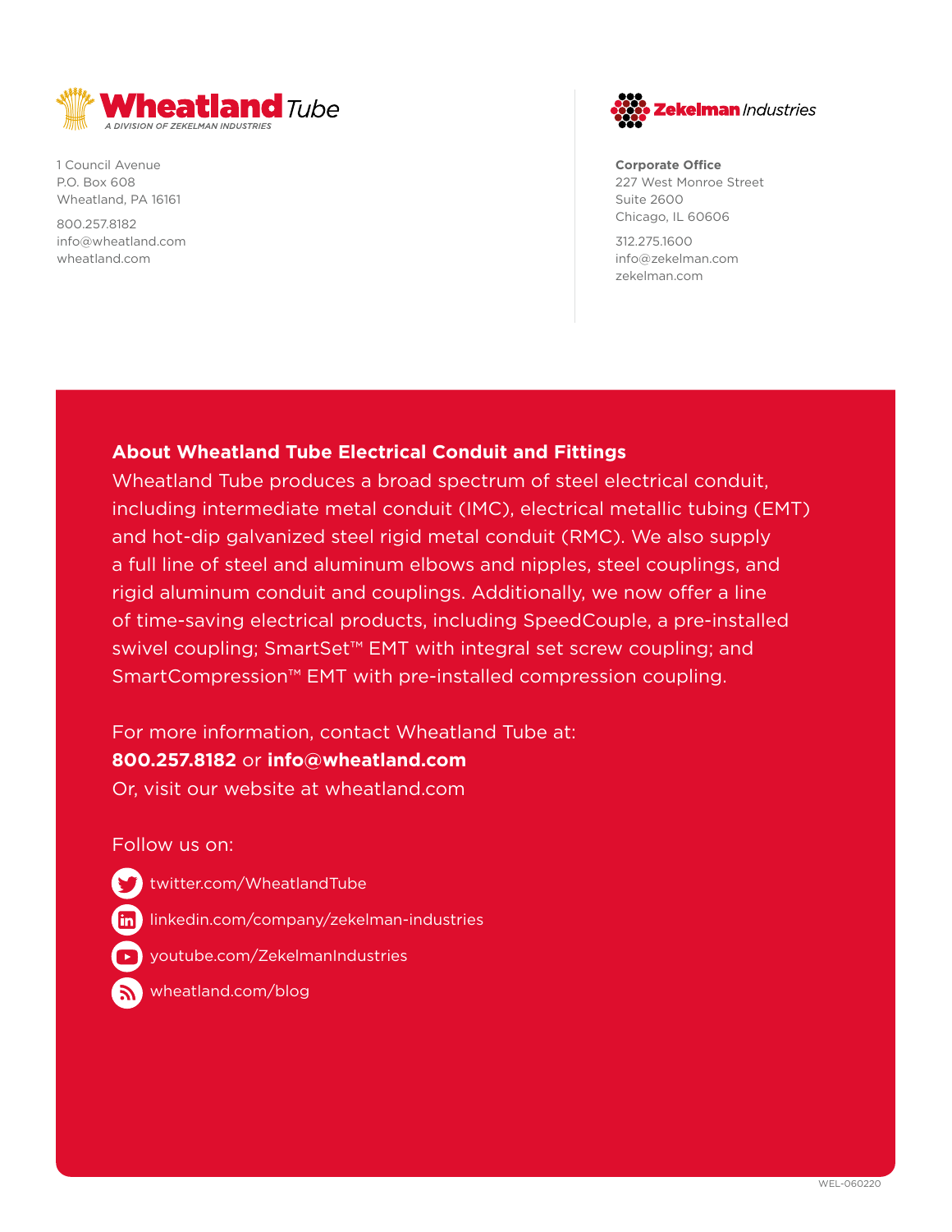**Wheatland Tube**
*A DIVISION OF ZEKELMAN INDUSTRIES*

1 Council Avenue
P.O. Box 608
Wheatland, PA 16161

800.257.8182
info@wheatland.com
wheatland.com

**Zekelman Industries**

**Corporate Office**
227 West Monroe Street
Suite 2600
Chicago, IL 60606

312.275.1600
info@zekelman.com
zekelman.com

**About Wheatland Tube Electrical Conduit and Fittings**

Wheatland Tube produces a broad spectrum of steel electrical conduit, including intermediate metal conduit (IMC), electrical metallic tubing (EMT) and hot-dip galvanized steel rigid metal conduit (RMC). We also supply a full line of steel and aluminum elbows and nipples, steel couplings, and rigid aluminum conduit and couplings. Additionally, we now offer a line of time-saving electrical products, including SpeedCouple, a pre-installed swivel coupling; SmartSet™ EMT with integral set screw coupling; and SmartCompression™ EMT with pre-installed compression coupling.

For more information, contact Wheatland Tube at:
**800.257.8182** or **info@wheatland.com**
Or, visit our website at wheatland.com

Follow us on:

- twitter.com/WheatlandTube
- linkedin.com/company/zekelman-industries
- youtube.com/ZekelmanIndustries
- wheatland.com/blog

WEL-060220